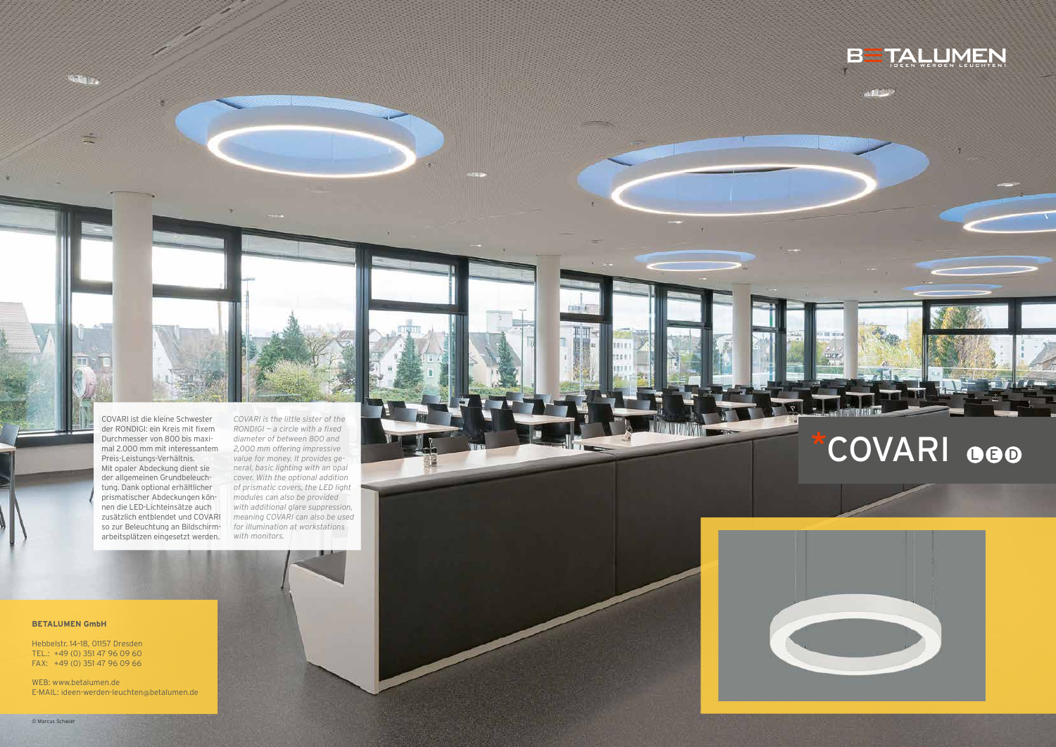BETALUMEN

IDEEN WERDEN LEUCHTEN!

# *COVARI LED

COVARI ist die kleine Schwester der RONDIGI: ein Kreis mit fixem Durchmesser von 800 bis maximal 2.000 mm mit interessantem Preis-Leistungs-Verhältnis. Mit opaler Abdeckung dient sie der allgemeinen Grundbeleuchtung. Dank optional erhältlicher prismatischer Abdeckungen können die LED-Lichteinsätze auch zusätzlich entblendet und COVARI so zur Beleuchtung an Bildschirmarbeitsplätzen eingesetzt werden.

*COVARI is the little sister of the RONDIGI – a circle with a fixed diameter of between 800 and 2,000 mm offering impressive value for money. It provides general, basic lighting with an opal cover. With the optional addition of prismatic covers, the LED light modules can also be provided with additional glare suppression, meaning COVARI can also be used for illumination at workstations with monitors.*

**BETALUMEN GmbH**

Hebbelstr. 14-18, 01157 Dresden
TEL.: +49 (0) 351 47 96 09 60
FAX: +49 (0) 351 47 96 09 66

WEB: www.betalumen.de
E-MAIL: ideen-werden-leuchten@betalumen.de

© Marcus Schwier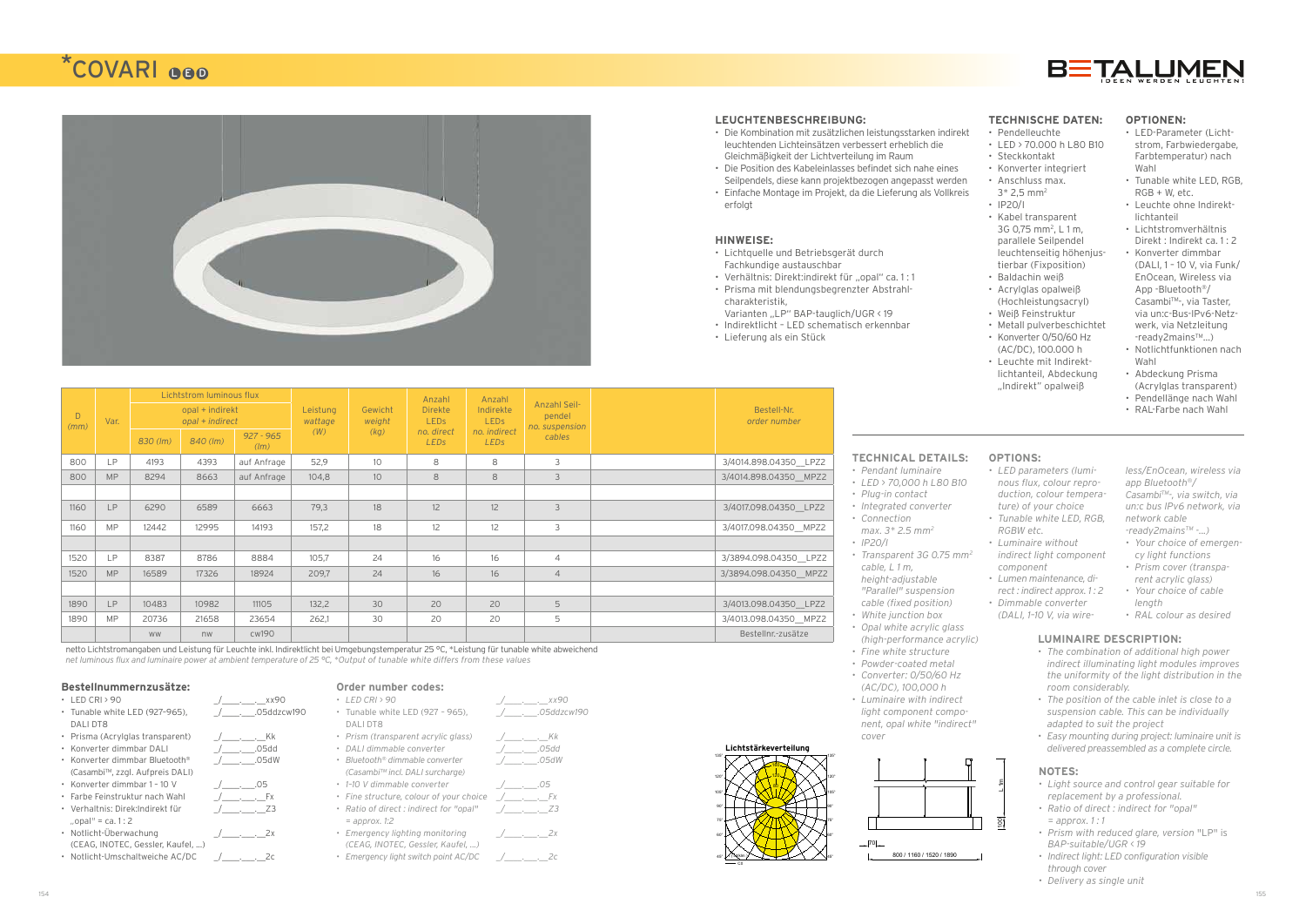# *COVARI LED

BETALUMEN
IDEEN WERDEN LEUCHTEN!

## LEUCHTENBESCHREIBUNG:

- Die Kombination mit zusätzlichen leistungsstarken indirekt leuchtenden Lichteinsätzen verbessert erheblich die Gleichmäßigkeit der Lichtverteilung im Raum
- Die Position des Kabeleinlasses befindet sich nahe eines Seilpendels, diese kann projektbezogen angepasst werden
- Einfache Montage im Projekt, da die Lieferung als Vollkreis erfolgt

## HINWEISE:

- Lichtquelle und Betriebsgerät durch Fachkundige austauschbar
- Verhältnis: Direkt:indirekt für „opal" ca. 1 : 1
- Prisma mit blendungsbegrenzter Abstrahlcharakteristik, Varianten „LP" BAP-tauglich/UGR < 19
- Indirektlicht – LED schematisch erkennbar
- Lieferung als Stück

## TECHNISCHE DATEN:

- Pendelleuchte
- LED > 70.000 h L80 B10
- Steckkontakt
- Konverter integriert
- Anschluss max. 3* 2,5 mm²
- IP20/I
- Kabel transparent 3G 0,75 mm², L 1 m, parallele Seilpendel leuchtenseitig höhenjustierbar (Fixposition)
- Baldachin weiß
- Acrylglas opalweiß (Hochleistungsacryl)
- Weiß Feinstruktur
- Metall pulverbeschichtet
- Konverter 0/50/60 Hz (AC/DC), 100.000 h
- Leuchte mit Indirektlichtanteil, Abdeckung „Indirekt" opalweiß

## OPTIONEN:

- LED-Parameter (Lichtstrom, Farbwiedergabe, Farbtemperatur) nach Wahl
- Tunable white LED, RGB, RGB + W, etc.
- Leuchte ohne Indirektlichtanteil
- Lichtstromverhältnis Direkt : Indirekt ca. 1 : 2
- Konverter dimmbar (DALI, 1 – 10 V, via Funk/EnOcean, Wireless via App -Bluetooth®/Casambi™-, via Taster, via un:c-Bus-IPv6-Netzwerk, via Netzleitung -ready2mains™…)
- Notlichtfunktionen nach Wahl
- Abdeckung Prisma (Acrylglas transparent)
- Pendellänge nach Wahl
- RAL-Farbe nach Wahl

| D (mm) | Var. | Lichtstrom luminous flux opal + indirekt opal + indirect 830 (lm) | 840 (lm) | 927 - 965 (lm) | Leistung wattage (W) | Gewicht weight (kg) | Anzahl Direkte LEDs no. direct LEDs | Anzahl Indirekte LEDs no. indirect LEDs | Anzahl Seilpendel no. suspension cables | | Bestell-Nr. order number |
|---|---|---|---|---|---|---|---|---|---|---|---|
| 800 | LP | 4193 | 4393 | auf Anfrage | 52,9 | 10 | 8 | 8 | 3 | | 3/4014.898.04350__LPZ2 |
| 800 | MP | 8294 | 8663 | auf Anfrage | 104,8 | 10 | 8 | 8 | 3 | | 3/4014.898.04350__MPZ2 |
| | | | | | | | | | | | |
| 1160 | LP | 6290 | 6589 | 6663 | 79,3 | 18 | 12 | 12 | 3 | | 3/4017.098.04350__LPZ2 |
| 1160 | MP | 12442 | 12995 | 14193 | 157,2 | 18 | 12 | 12 | 3 | | 3/4017.098.04350__MPZ2 |
| | | | | | | | | | | | |
| 1520 | LP | 8387 | 8786 | 8884 | 105,7 | 24 | 16 | 16 | 4 | | 3/3894.098.04350__LPZ2 |
| 1520 | MP | 16589 | 17326 | 18924 | 209,7 | 24 | 16 | 16 | 4 | | 3/3894.098.04350__MPZ2 |
| | | | | | | | | | | | |
| 1890 | LP | 10483 | 10982 | 11105 | 132,2 | 30 | 20 | 20 | 5 | | 3/4013.098.04350__LPZ2 |
| 1890 | MP | 20736 | 21658 | 23654 | 262,1 | 30 | 20 | 20 | 5 | | 3/4013.098.04350__MPZ2 |
| | | ww | nw | cw190 | | | | | | | Bestellnr.-zusätze |

netto Lichtstromangaben und Leistung für Leuchte inkl. Indirektlicht bei Umgebungstemperatur 25 °C, *Leistung für tunable white abweichend
*net luminous flux and luminaire power at ambient temperature of 25 °C, *Output of tunable white differs from these values*

## Bestellnummernzusätze:

- LED CRI > 90 — _/___.___.__xx90
- Tunable white LED (927-965), DALI DT8 — _/___.___.05ddzcw190
- Prisma (Acrylglas transparent) — _/___.___.__Kk
- Konverter dimmbar DALI — _/___.___.05dd
- Konverter dimmbar Bluetooth® (Casambi™, zzgl. Aufpreis DALI) — _/___.___.05dW
- Konverter dimmbar 1 – 10 V — _/___.___.05
- Farbe Feinstruktur nach Wahl — _/___.___.__Fx
- Verhältnis: Direk:Indirekt für „opal" = ca. 1 : 2 — _/___.___.__Z3
- Notlicht-Überwachung (CEAG, INOTEC, Gessler, Kaufel, ...) — _/___.___.__2x
- Notlicht-Umschaltweiche AC/DC — _/___.___.__2c

## Order number codes:

- *LED CRI > 90* — _/___.___.__xx90
- *Tunable white LED (927 – 965), DALI DT8* — _/___.___.05ddzcw190
- *Prism (transparent acrylic glass)* — _/___.___.__Kk
- *DALI dimmable converter* — _/___.___.05dd
- *Bluetooth® dimmable converter (Casambi™ incl. DALI surcharge)* — _/___.___.05dW
- *1–10 V dimmable converter* — _/___.___.05
- *Fine structure, colour of your choice* — _/___.___.__Fx
- *Ratio of direct : indirect for "opal" = approx. 1:2* — _/___.___.__Z3
- *Emergency lighting monitoring (CEAG, INOTEC, Gessler, Kaufel, ...)* — _/___.___.__2x
- *Emergency light switch point AC/DC* — _/___.___.__2c

Lichtstärkeverteilung

800 / 1160 / 1520 / 1890

## TECHNICAL DETAILS:

- *Pendant luminaire*
- *LED > 70,000 h L80 B10*
- *Plug-in contact*
- *Integrated converter*
- *Connection max. 3* 2.5 mm²*
- *IP20/I*
- *Transparent 3G 0.75 mm² cable, L 1 m, height-adjustable "Parallel" suspension cable (fixed position)*
- *White junction box*
- *Opal white acrylic glass (high-performance acrylic)*
- *Fine white structure*
- *Powder-coated metal*
- *Converter: 0/50/60 Hz (AC/DC), 100,000 h*
- *Luminaire with indirect light component component, opal white "indirect" cover*

## OPTIONS:

- *LED parameters (luminous flux, colour reproduction, colour temperature) of your choice*
- *Tunable white LED, RGB, RGBW etc.*
- *Luminaire without indirect light component component*
- *Lumen maintenance, direct : indirect approx. 1 : 2*
- *Dimmable converter (DALI, 1–10 V, via wireless/EnOcean, wireless via app Bluetooth®/Casambi™-, via switch, via un:c bus IPv6 network, via network cable -ready2mains™ -...)*
- *Your choice of emergency light functions*
- *Prism cover (transparent acrylic glass)*
- *Your choice of cable length*
- *RAL colour as desired*

## LUMINAIRE DESCRIPTION:

- *The combination of additional high power indirect illuminating light modules improves the uniformity of the light distribution in the room considerably.*
- *The position of the cable inlet is close to a suspension cable. This can be individually adapted to suit the project*
- *Easy mounting during project: luminaire unit is delivered preassembled as a complete circle.*

## NOTES:

- *Light source and control gear suitable for replacement by a professional.*
- *Ratio of direct : indirect for "opal" = approx. 1 : 1*
- *Prism with reduced glare, version "LP" is BAP-suitable/UGR < 19*
- *Indirect light: LED configuration visible through cover*
- *Delivery as single unit*